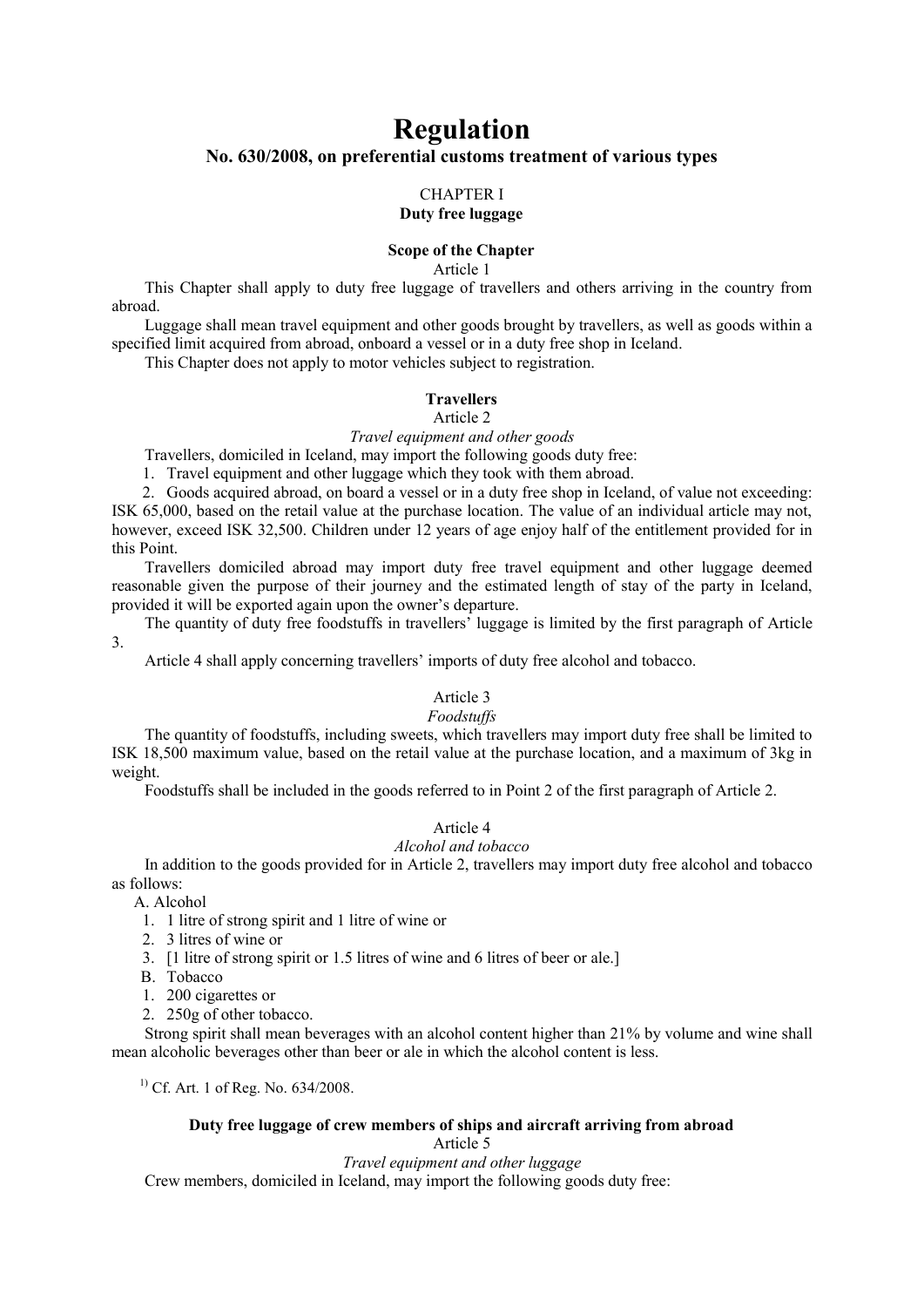# Regulation

## No. 630/2008, on preferential customs treatment of various types

### CHAPTER I
### Duty free luggage

#### Scope of the Chapter

Article 1

This Chapter shall apply to duty free luggage of travellers and others arriving in the country from abroad.

Luggage shall mean travel equipment and other goods brought by travellers, as well as goods within a specified limit acquired from abroad, onboard a vessel or in a duty free shop in Iceland.

This Chapter does not apply to motor vehicles subject to registration.

#### Travellers

Article 2

*Travel equipment and other goods*

Travellers, domiciled in Iceland, may import the following goods duty free:

1. Travel equipment and other luggage which they took with them abroad.
2. Goods acquired abroad, on board a vessel or in a duty free shop in Iceland, of value not exceeding: ISK 65,000, based on the retail value at the purchase location. The value of an individual article may not, however, exceed ISK 32,500. Children under 12 years of age enjoy half of the entitlement provided for in this Point.

Travellers domiciled abroad may import duty free travel equipment and other luggage deemed reasonable given the purpose of their journey and the estimated length of stay of the party in Iceland, provided it will be exported again upon the owner's departure.

The quantity of duty free foodstuffs in travellers' luggage is limited by the first paragraph of Article 3.

Article 4 shall apply concerning travellers' imports of duty free alcohol and tobacco.

Article 3

*Foodstuffs*

The quantity of foodstuffs, including sweets, which travellers may import duty free shall be limited to ISK 18,500 maximum value, based on the retail value at the purchase location, and a maximum of 3kg in weight.

Foodstuffs shall be included in the goods referred to in Point 2 of the first paragraph of Article 2.

Article 4

*Alcohol and tobacco*

In addition to the goods provided for in Article 2, travellers may import duty free alcohol and tobacco as follows:

A. Alcohol
1. 1 litre of strong spirit and 1 litre of wine or
2. 3 litres of wine or
3. [1 litre of strong spirit or 1.5 litres of wine and 6 litres of beer or ale.]

B. Tobacco
1. 200 cigarettes or
2. 250g of other tobacco.

Strong spirit shall mean beverages with an alcohol content higher than 21% by volume and wine shall mean alcoholic beverages other than beer or ale in which the alcohol content is less.

[1] Cf. Art. 1 of Reg. No. 634/2008.

#### Duty free luggage of crew members of ships and aircraft arriving from abroad

Article 5

*Travel equipment and other luggage*

Crew members, domiciled in Iceland, may import the following goods duty free: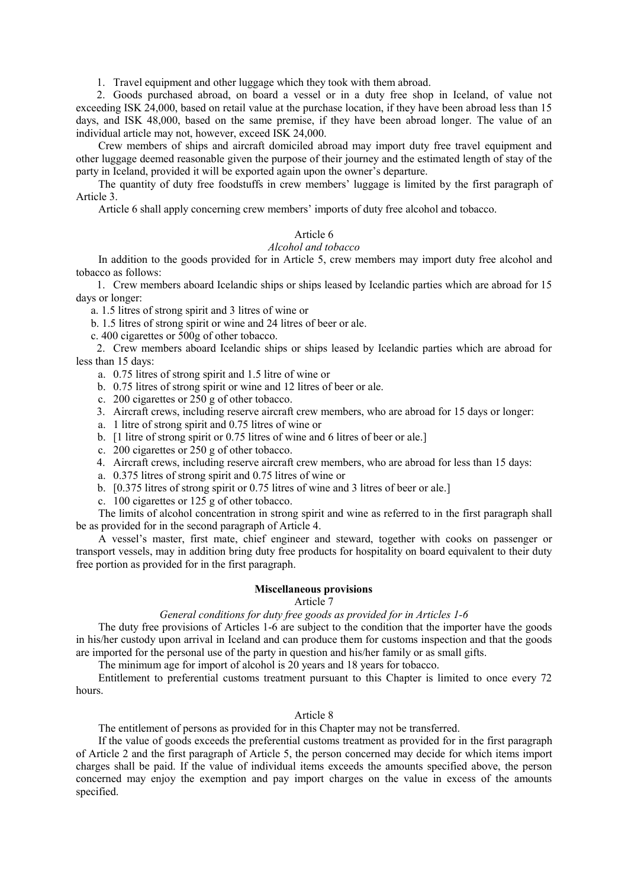1. Travel equipment and other luggage which they took with them abroad.

2. Goods purchased abroad, on board a vessel or in a duty free shop in Iceland, of value not exceeding ISK 24,000, based on retail value at the purchase location, if they have been abroad less than 15 days, and ISK 48,000, based on the same premise, if they have been abroad longer. The value of an individual article may not, however, exceed ISK 24,000.

Crew members of ships and aircraft domiciled abroad may import duty free travel equipment and other luggage deemed reasonable given the purpose of their journey and the estimated length of stay of the party in Iceland, provided it will be exported again upon the owner's departure.

The quantity of duty free foodstuffs in crew members' luggage is limited by the first paragraph of Article 3.

Article 6 shall apply concerning crew members' imports of duty free alcohol and tobacco.

### Article 6

*Alcohol and tobacco*

In addition to the goods provided for in Article 5, crew members may import duty free alcohol and tobacco as follows:

1. Crew members aboard Icelandic ships or ships leased by Icelandic parties which are abroad for 15 days or longer:

a. 1.5 litres of strong spirit and 3 litres of wine or

b. 1.5 litres of strong spirit or wine and 24 litres of beer or ale.

c. 400 cigarettes or 500g of other tobacco.

2. Crew members aboard Icelandic ships or ships leased by Icelandic parties which are abroad for less than 15 days:

a. 0.75 litres of strong spirit and 1.5 litre of wine or

b. 0.75 litres of strong spirit or wine and 12 litres of beer or ale.

c. 200 cigarettes or 250 g of other tobacco.

3. Aircraft crews, including reserve aircraft crew members, who are abroad for 15 days or longer:

a. 1 litre of strong spirit and 0.75 litres of wine or

b. [1 litre of strong spirit or 0.75 litres of wine and 6 litres of beer or ale.]

c. 200 cigarettes or 250 g of other tobacco.

4. Aircraft crews, including reserve aircraft crew members, who are abroad for less than 15 days:

a. 0.375 litres of strong spirit and 0.75 litres of wine or

b. [0.375 litres of strong spirit or 0.75 litres of wine and 3 litres of beer or ale.]

c. 100 cigarettes or 125 g of other tobacco.

The limits of alcohol concentration in strong spirit and wine as referred to in the first paragraph shall be as provided for in the second paragraph of Article 4.

A vessel's master, first mate, chief engineer and steward, together with cooks on passenger or transport vessels, may in addition bring duty free products for hospitality on board equivalent to their duty free portion as provided for in the first paragraph.

## Miscellaneous provisions

### Article 7

*General conditions for duty free goods as provided for in Articles 1-6*

The duty free provisions of Articles 1-6 are subject to the condition that the importer have the goods in his/her custody upon arrival in Iceland and can produce them for customs inspection and that the goods are imported for the personal use of the party in question and his/her family or as small gifts.

The minimum age for import of alcohol is 20 years and 18 years for tobacco.

Entitlement to preferential customs treatment pursuant to this Chapter is limited to once every 72 hours.

### Article 8

The entitlement of persons as provided for in this Chapter may not be transferred.

If the value of goods exceeds the preferential customs treatment as provided for in the first paragraph of Article 2 and the first paragraph of Article 5, the person concerned may decide for which items import charges shall be paid. If the value of individual items exceeds the amounts specified above, the person concerned may enjoy the exemption and pay import charges on the value in excess of the amounts specified.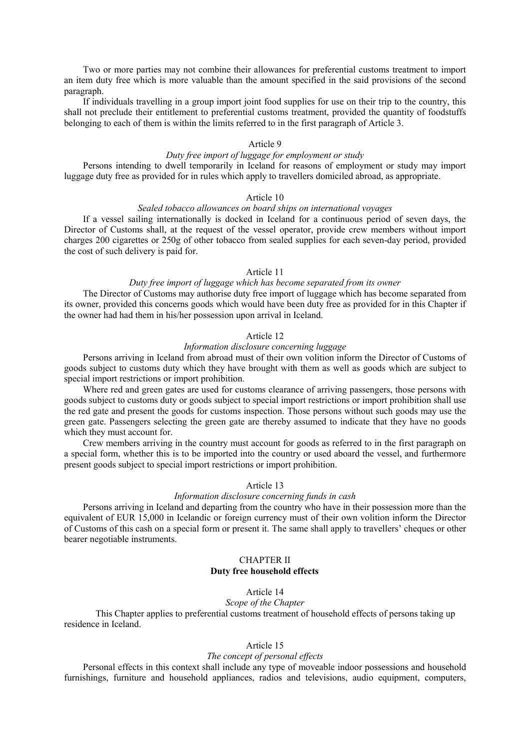Two or more parties may not combine their allowances for preferential customs treatment to import an item duty free which is more valuable than the amount specified in the said provisions of the second paragraph.

If individuals travelling in a group import joint food supplies for use on their trip to the country, this shall not preclude their entitlement to preferential customs treatment, provided the quantity of foodstuffs belonging to each of them is within the limits referred to in the first paragraph of Article 3.

### Article 9

*Duty free import of luggage for employment or study*

Persons intending to dwell temporarily in Iceland for reasons of employment or study may import luggage duty free as provided for in rules which apply to travellers domiciled abroad, as appropriate.

### Article 10

*Sealed tobacco allowances on board ships on international voyages*

If a vessel sailing internationally is docked in Iceland for a continuous period of seven days, the Director of Customs shall, at the request of the vessel operator, provide crew members without import charges 200 cigarettes or 250g of other tobacco from sealed supplies for each seven-day period, provided the cost of such delivery is paid for.

### Article 11

*Duty free import of luggage which has become separated from its owner*

The Director of Customs may authorise duty free import of luggage which has become separated from its owner, provided this concerns goods which would have been duty free as provided for in this Chapter if the owner had had them in his/her possession upon arrival in Iceland.

### Article 12

*Information disclosure concerning luggage*

Persons arriving in Iceland from abroad must of their own volition inform the Director of Customs of goods subject to customs duty which they have brought with them as well as goods which are subject to special import restrictions or import prohibition.

Where red and green gates are used for customs clearance of arriving passengers, those persons with goods subject to customs duty or goods subject to special import restrictions or import prohibition shall use the red gate and present the goods for customs inspection. Those persons without such goods may use the green gate. Passengers selecting the green gate are thereby assumed to indicate that they have no goods which they must account for.

Crew members arriving in the country must account for goods as referred to in the first paragraph on a special form, whether this is to be imported into the country or used aboard the vessel, and furthermore present goods subject to special import restrictions or import prohibition.

### Article 13

*Information disclosure concerning funds in cash*

Persons arriving in Iceland and departing from the country who have in their possession more than the equivalent of EUR 15,000 in Icelandic or foreign currency must of their own volition inform the Director of Customs of this cash on a special form or present it. The same shall apply to travellers' cheques or other bearer negotiable instruments.

## CHAPTER II
## Duty free household effects

### Article 14

*Scope of the Chapter*

This Chapter applies to preferential customs treatment of household effects of persons taking up residence in Iceland.

### Article 15

*The concept of personal effects*

Personal effects in this context shall include any type of moveable indoor possessions and household furnishings, furniture and household appliances, radios and televisions, audio equipment, computers,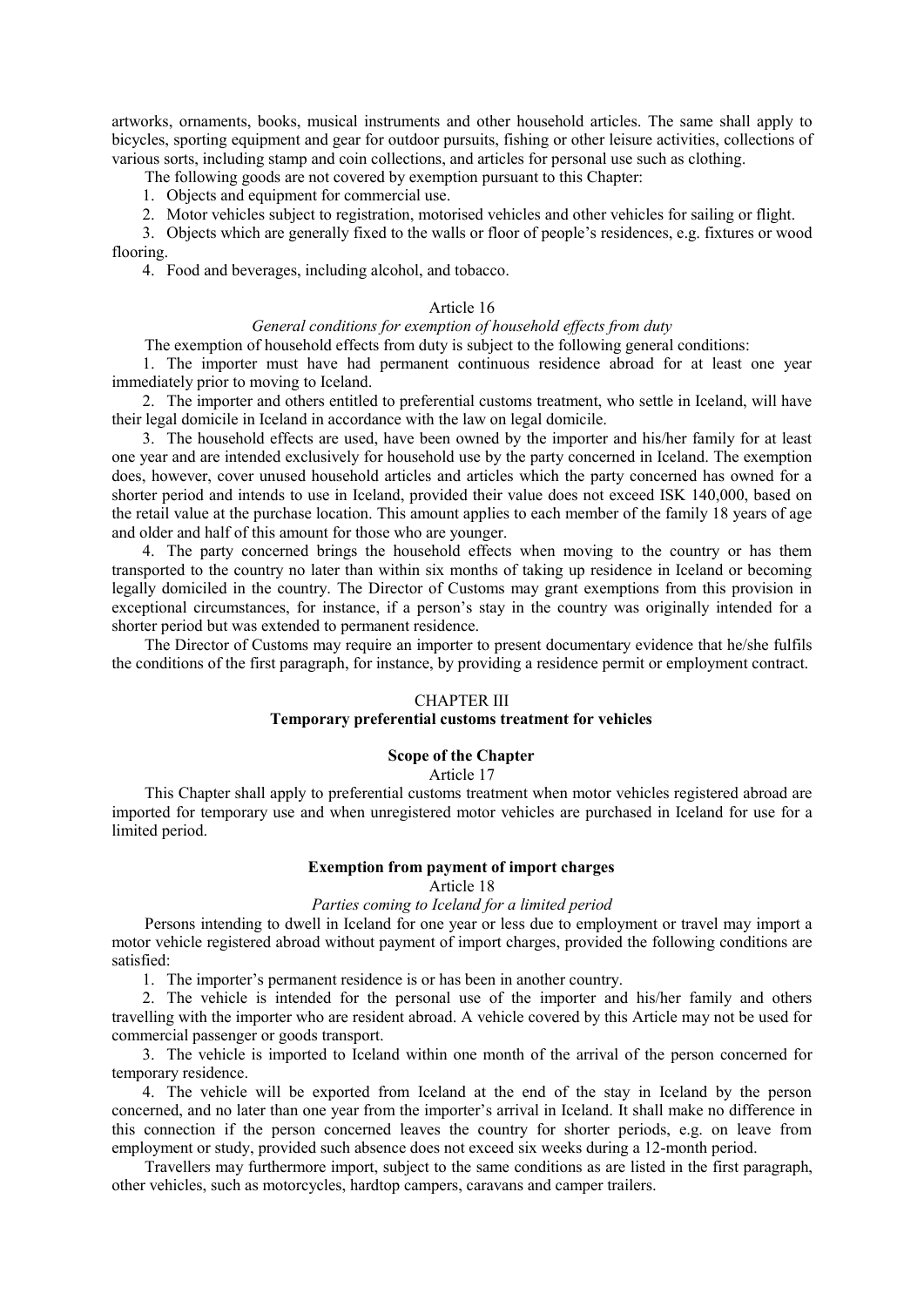artworks, ornaments, books, musical instruments and other household articles. The same shall apply to bicycles, sporting equipment and gear for outdoor pursuits, fishing or other leisure activities, collections of various sorts, including stamp and coin collections, and articles for personal use such as clothing.

The following goods are not covered by exemption pursuant to this Chapter:

1. Objects and equipment for commercial use.
2. Motor vehicles subject to registration, motorised vehicles and other vehicles for sailing or flight.
3. Objects which are generally fixed to the walls or floor of people's residences, e.g. fixtures or wood flooring.
4. Food and beverages, including alcohol, and tobacco.

Article 16

*General conditions for exemption of household effects from duty*

The exemption of household effects from duty is subject to the following general conditions:

1. The importer must have had permanent continuous residence abroad for at least one year immediately prior to moving to Iceland.
2. The importer and others entitled to preferential customs treatment, who settle in Iceland, will have their legal domicile in Iceland in accordance with the law on legal domicile.
3. The household effects are used, have been owned by the importer and his/her family for at least one year and are intended exclusively for household use by the party concerned in Iceland. The exemption does, however, cover unused household articles and articles which the party concerned has owned for a shorter period and intends to use in Iceland, provided their value does not exceed ISK 140,000, based on the retail value at the purchase location. This amount applies to each member of the family 18 years of age and older and half of this amount for those who are younger.
4. The party concerned brings the household effects when moving to the country or has them transported to the country no later than within six months of taking up residence in Iceland or becoming legally domiciled in the country. The Director of Customs may grant exemptions from this provision in exceptional circumstances, for instance, if a person's stay in the country was originally intended for a shorter period but was extended to permanent residence.

The Director of Customs may require an importer to present documentary evidence that he/she fulfils the conditions of the first paragraph, for instance, by providing a residence permit or employment contract.

## CHAPTER III
## Temporary preferential customs treatment for vehicles

### Scope of the Chapter

Article 17

This Chapter shall apply to preferential customs treatment when motor vehicles registered abroad are imported for temporary use and when unregistered motor vehicles are purchased in Iceland for use for a limited period.

### Exemption from payment of import charges

Article 18

*Parties coming to Iceland for a limited period*

Persons intending to dwell in Iceland for one year or less due to employment or travel may import a motor vehicle registered abroad without payment of import charges, provided the following conditions are satisfied:

1. The importer's permanent residence is or has been in another country.
2. The vehicle is intended for the personal use of the importer and his/her family and others travelling with the importer who are resident abroad. A vehicle covered by this Article may not be used for commercial passenger or goods transport.
3. The vehicle is imported to Iceland within one month of the arrival of the person concerned for temporary residence.
4. The vehicle will be exported from Iceland at the end of the stay in Iceland by the person concerned, and no later than one year from the importer's arrival in Iceland. It shall make no difference in this connection if the person concerned leaves the country for shorter periods, e.g. on leave from employment or study, provided such absence does not exceed six weeks during a 12-month period.

Travellers may furthermore import, subject to the same conditions as are listed in the first paragraph, other vehicles, such as motorcycles, hardtop campers, caravans and camper trailers.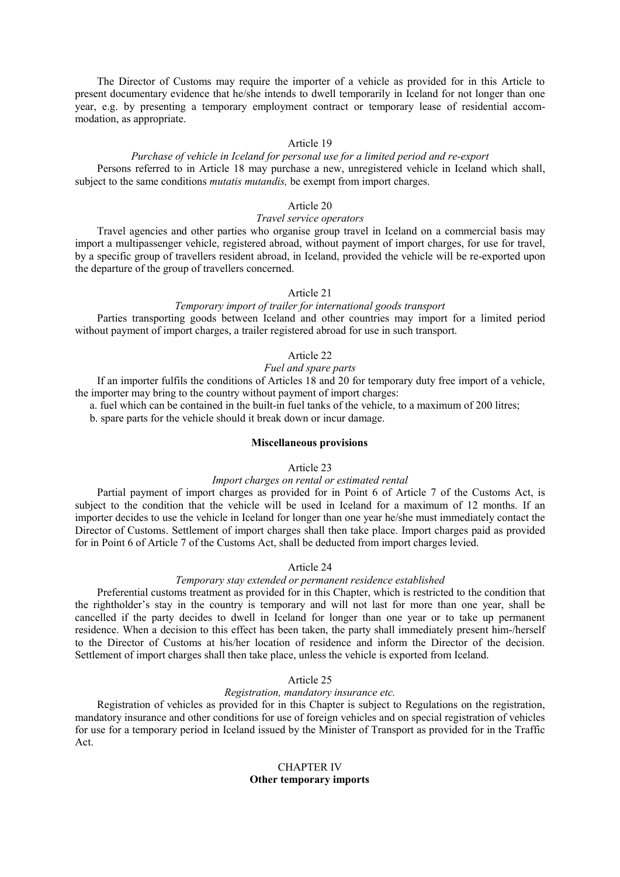The Director of Customs may require the importer of a vehicle as provided for in this Article to present documentary evidence that he/she intends to dwell temporarily in Iceland for not longer than one year, e.g. by presenting a temporary employment contract or temporary lease of residential accommodation, as appropriate.

### Article 19

*Purchase of vehicle in Iceland for personal use for a limited period and re-export*

Persons referred to in Article 18 may purchase a new, unregistered vehicle in Iceland which shall, subject to the same conditions *mutatis mutandis,* be exempt from import charges.

### Article 20

*Travel service operators*

Travel agencies and other parties who organise group travel in Iceland on a commercial basis may import a multipassenger vehicle, registered abroad, without payment of import charges, for use for travel, by a specific group of travellers resident abroad, in Iceland, provided the vehicle will be re-exported upon the departure of the group of travellers concerned.

### Article 21

*Temporary import of trailer for international goods transport*

Parties transporting goods between Iceland and other countries may import for a limited period without payment of import charges, a trailer registered abroad for use in such transport.

### Article 22

*Fuel and spare parts*

If an importer fulfils the conditions of Articles 18 and 20 for temporary duty free import of a vehicle, the importer may bring to the country without payment of import charges:

a. fuel which can be contained in the built-in fuel tanks of the vehicle, to a maximum of 200 litres;

b. spare parts for the vehicle should it break down or incur damage.

## Miscellaneous provisions

### Article 23

*Import charges on rental or estimated rental*

Partial payment of import charges as provided for in Point 6 of Article 7 of the Customs Act, is subject to the condition that the vehicle will be used in Iceland for a maximum of 12 months. If an importer decides to use the vehicle in Iceland for longer than one year he/she must immediately contact the Director of Customs. Settlement of import charges shall then take place. Import charges paid as provided for in Point 6 of Article 7 of the Customs Act, shall be deducted from import charges levied.

### Article 24

*Temporary stay extended or permanent residence established*

Preferential customs treatment as provided for in this Chapter, which is restricted to the condition that the rightholder's stay in the country is temporary and will not last for more than one year, shall be cancelled if the party decides to dwell in Iceland for longer than one year or to take up permanent residence. When a decision to this effect has been taken, the party shall immediately present him-/herself to the Director of Customs at his/her location of residence and inform the Director of the decision. Settlement of import charges shall then take place, unless the vehicle is exported from Iceland.

### Article 25

*Registration, mandatory insurance etc.*

Registration of vehicles as provided for in this Chapter is subject to Regulations on the registration, mandatory insurance and other conditions for use of foreign vehicles and on special registration of vehicles for use for a temporary period in Iceland issued by the Minister of Transport as provided for in the Traffic Act.

## CHAPTER IV
## Other temporary imports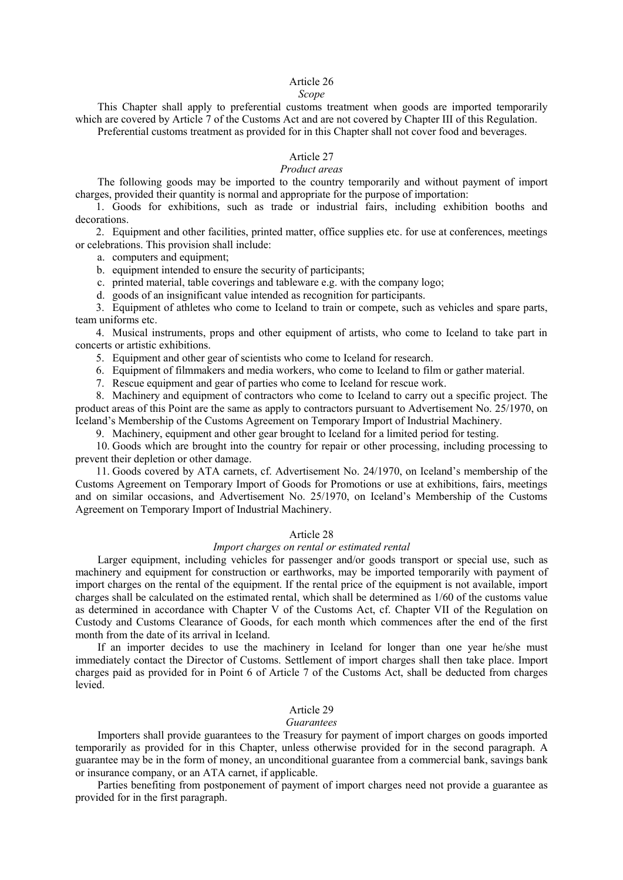### Article 26

*Scope*

This Chapter shall apply to preferential customs treatment when goods are imported temporarily which are covered by Article 7 of the Customs Act and are not covered by Chapter III of this Regulation.

Preferential customs treatment as provided for in this Chapter shall not cover food and beverages.

### Article 27

*Product areas*

The following goods may be imported to the country temporarily and without payment of import charges, provided their quantity is normal and appropriate for the purpose of importation:

1. Goods for exhibitions, such as trade or industrial fairs, including exhibition booths and decorations.
2. Equipment and other facilities, printed matter, office supplies etc. for use at conferences, meetings or celebrations. This provision shall include:
   a. computers and equipment;
   b. equipment intended to ensure the security of participants;
   c. printed material, table coverings and tableware e.g. with the company logo;
   d. goods of an insignificant value intended as recognition for participants.
3. Equipment of athletes who come to Iceland to train or compete, such as vehicles and spare parts, team uniforms etc.
4. Musical instruments, props and other equipment of artists, who come to Iceland to take part in concerts or artistic exhibitions.
5. Equipment and other gear of scientists who come to Iceland for research.
6. Equipment of filmmakers and media workers, who come to Iceland to film or gather material.
7. Rescue equipment and gear of parties who come to Iceland for rescue work.
8. Machinery and equipment of contractors who come to Iceland to carry out a specific project. The product areas of this Point are the same as apply to contractors pursuant to Advertisement No. 25/1970, on Iceland's Membership of the Customs Agreement on Temporary Import of Industrial Machinery.
9. Machinery, equipment and other gear brought to Iceland for a limited period for testing.
10. Goods which are brought into the country for repair or other processing, including processing to prevent their depletion or other damage.
11. Goods covered by ATA carnets, cf. Advertisement No. 24/1970, on Iceland's membership of the Customs Agreement on Temporary Import of Goods for Promotions or use at exhibitions, fairs, meetings and on similar occasions, and Advertisement No. 25/1970, on Iceland's Membership of the Customs Agreement on Temporary Import of Industrial Machinery.

### Article 28

*Import charges on rental or estimated rental*

Larger equipment, including vehicles for passenger and/or goods transport or special use, such as machinery and equipment for construction or earthworks, may be imported temporarily with payment of import charges on the rental of the equipment. If the rental price of the equipment is not available, import charges shall be calculated on the estimated rental, which shall be determined as 1/60 of the customs value as determined in accordance with Chapter V of the Customs Act, cf. Chapter VII of the Regulation on Custody and Customs Clearance of Goods, for each month which commences after the end of the first month from the date of its arrival in Iceland.

If an importer decides to use the machinery in Iceland for longer than one year he/she must immediately contact the Director of Customs. Settlement of import charges shall then take place. Import charges paid as provided for in Point 6 of Article 7 of the Customs Act, shall be deducted from charges levied.

### Article 29

*Guarantees*

Importers shall provide guarantees to the Treasury for payment of import charges on goods imported temporarily as provided for in this Chapter, unless otherwise provided for in the second paragraph. A guarantee may be in the form of money, an unconditional guarantee from a commercial bank, savings bank or insurance company, or an ATA carnet, if applicable.

Parties benefiting from postponement of payment of import charges need not provide a guarantee as provided for in the first paragraph.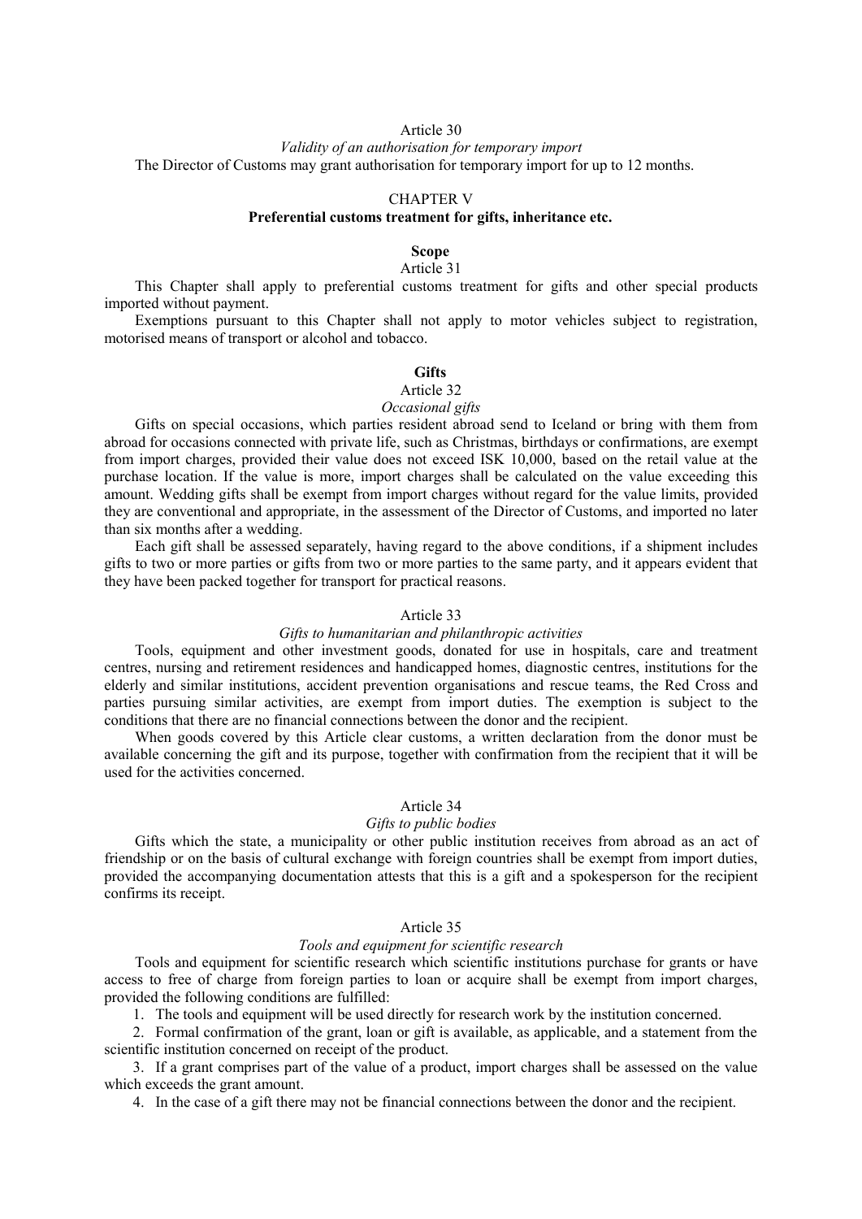Article 30

*Validity of an authorisation for temporary import*

The Director of Customs may grant authorisation for temporary import for up to 12 months.

## CHAPTER V
## Preferential customs treatment for gifts, inheritance etc.

### Scope

Article 31

This Chapter shall apply to preferential customs treatment for gifts and other special products imported without payment.

Exemptions pursuant to this Chapter shall not apply to motor vehicles subject to registration, motorised means of transport or alcohol and tobacco.

### Gifts

Article 32

*Occasional gifts*

Gifts on special occasions, which parties resident abroad send to Iceland or bring with them from abroad for occasions connected with private life, such as Christmas, birthdays or confirmations, are exempt from import charges, provided their value does not exceed ISK 10,000, based on the retail value at the purchase location. If the value is more, import charges shall be calculated on the value exceeding this amount. Wedding gifts shall be exempt from import charges without regard for the value limits, provided they are conventional and appropriate, in the assessment of the Director of Customs, and imported no later than six months after a wedding.

Each gift shall be assessed separately, having regard to the above conditions, if a shipment includes gifts to two or more parties or gifts from two or more parties to the same party, and it appears evident that they have been packed together for transport for practical reasons.

Article 33

*Gifts to humanitarian and philanthropic activities*

Tools, equipment and other investment goods, donated for use in hospitals, care and treatment centres, nursing and retirement residences and handicapped homes, diagnostic centres, institutions for the elderly and similar institutions, accident prevention organisations and rescue teams, the Red Cross and parties pursuing similar activities, are exempt from import duties. The exemption is subject to the conditions that there are no financial connections between the donor and the recipient.

When goods covered by this Article clear customs, a written declaration from the donor must be available concerning the gift and its purpose, together with confirmation from the recipient that it will be used for the activities concerned.

Article 34

*Gifts to public bodies*

Gifts which the state, a municipality or other public institution receives from abroad as an act of friendship or on the basis of cultural exchange with foreign countries shall be exempt from import duties, provided the accompanying documentation attests that this is a gift and a spokesperson for the recipient confirms its receipt.

Article 35

*Tools and equipment for scientific research*

Tools and equipment for scientific research which scientific institutions purchase for grants or have access to free of charge from foreign parties to loan or acquire shall be exempt from import charges, provided the following conditions are fulfilled:

1. The tools and equipment will be used directly for research work by the institution concerned.
2. Formal confirmation of the grant, loan or gift is available, as applicable, and a statement from the scientific institution concerned on receipt of the product.
3. If a grant comprises part of the value of a product, import charges shall be assessed on the value which exceeds the grant amount.
4. In the case of a gift there may not be financial connections between the donor and the recipient.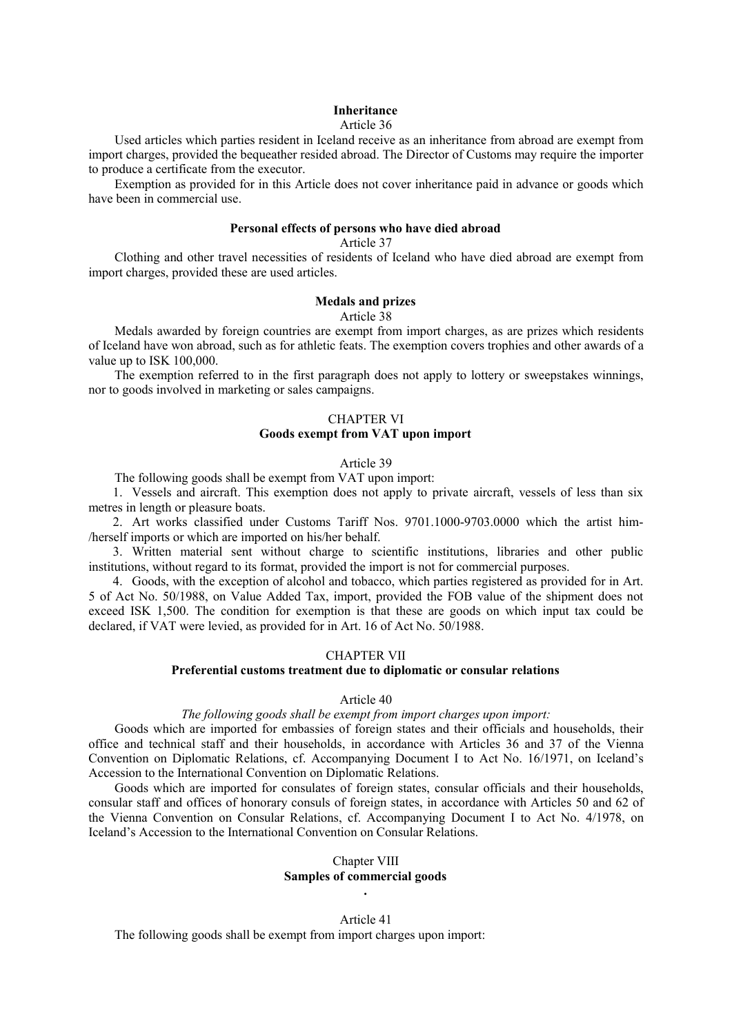**Inheritance**

Article 36

Used articles which parties resident in Iceland receive as an inheritance from abroad are exempt from import charges, provided the bequeather resided abroad. The Director of Customs may require the importer to produce a certificate from the executor.

Exemption as provided for in this Article does not cover inheritance paid in advance or goods which have been in commercial use.

**Personal effects of persons who have died abroad**

Article 37

Clothing and other travel necessities of residents of Iceland who have died abroad are exempt from import charges, provided these are used articles.

**Medals and prizes**

Article 38

Medals awarded by foreign countries are exempt from import charges, as are prizes which residents of Iceland have won abroad, such as for athletic feats. The exemption covers trophies and other awards of a value up to ISK 100,000.

The exemption referred to in the first paragraph does not apply to lottery or sweepstakes winnings, nor to goods involved in marketing or sales campaigns.

## CHAPTER VI
## Goods exempt from VAT upon import

Article 39

The following goods shall be exempt from VAT upon import:

1. Vessels and aircraft. This exemption does not apply to private aircraft, vessels of less than six metres in length or pleasure boats.
2. Art works classified under Customs Tariff Nos. 9701.1000-9703.0000 which the artist him-/herself imports or which are imported on his/her behalf.
3. Written material sent without charge to scientific institutions, libraries and other public institutions, without regard to its format, provided the import is not for commercial purposes.
4. Goods, with the exception of alcohol and tobacco, which parties registered as provided for in Art. 5 of Act No. 50/1988, on Value Added Tax, import, provided the FOB value of the shipment does not exceed ISK 1,500. The condition for exemption is that these are goods on which input tax could be declared, if VAT were levied, as provided for in Art. 16 of Act No. 50/1988.

## CHAPTER VII
## Preferential customs treatment due to diplomatic or consular relations

Article 40

*The following goods shall be exempt from import charges upon import:*

Goods which are imported for embassies of foreign states and their officials and households, their office and technical staff and their households, in accordance with Articles 36 and 37 of the Vienna Convention on Diplomatic Relations, cf. Accompanying Document I to Act No. 16/1971, on Iceland's Accession to the International Convention on Diplomatic Relations.

Goods which are imported for consulates of foreign states, consular officials and their households, consular staff and offices of honorary consuls of foreign states, in accordance with Articles 50 and 62 of the Vienna Convention on Consular Relations, cf. Accompanying Document I to Act No. 4/1978, on Iceland's Accession to the International Convention on Consular Relations.

## Chapter VIII
## Samples of commercial goods

Article 41

The following goods shall be exempt from import charges upon import: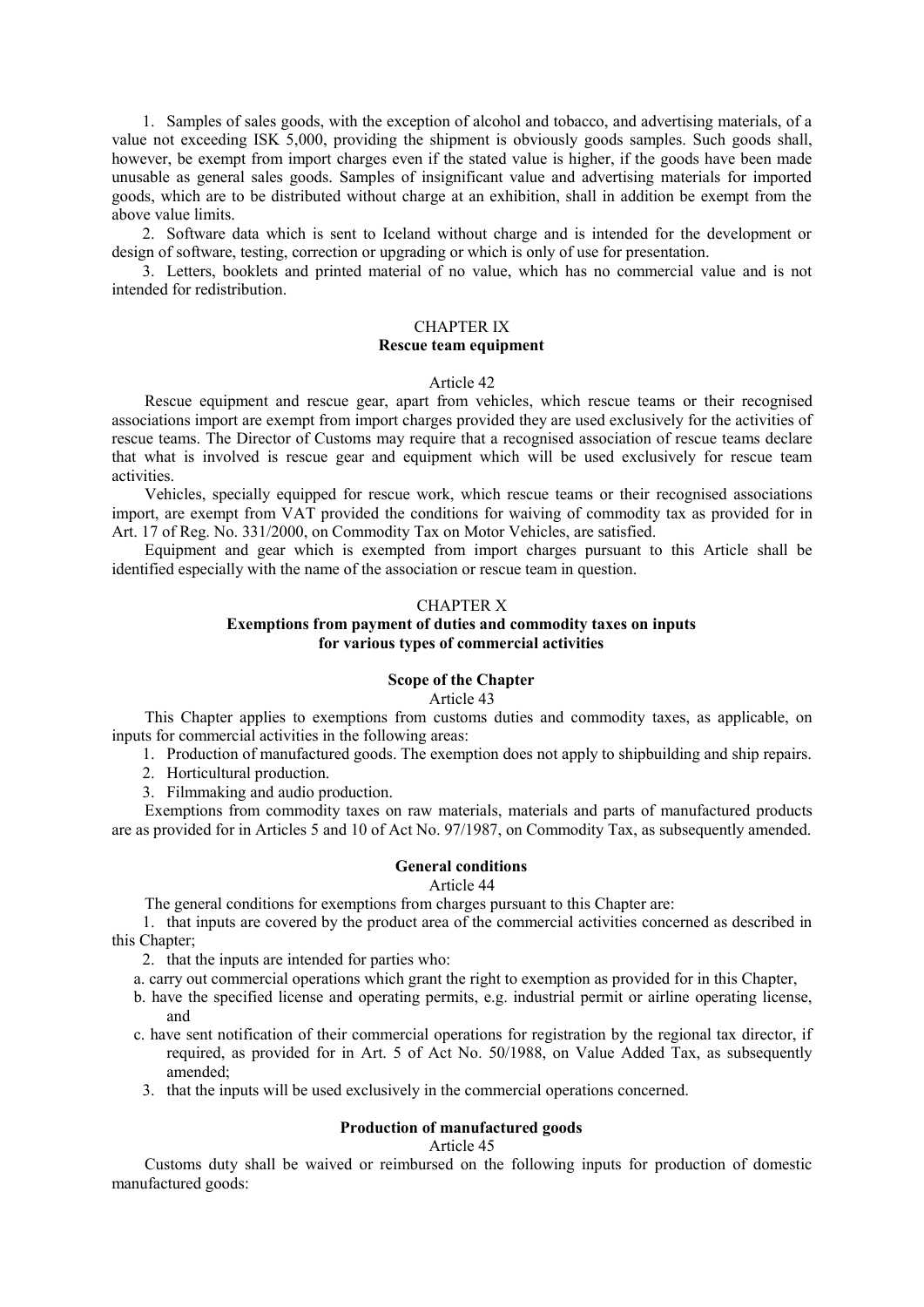1. Samples of sales goods, with the exception of alcohol and tobacco, and advertising materials, of a value not exceeding ISK 5,000, providing the shipment is obviously goods samples. Such goods shall, however, be exempt from import charges even if the stated value is higher, if the goods have been made unusable as general sales goods. Samples of insignificant value and advertising materials for imported goods, which are to be distributed without charge at an exhibition, shall in addition be exempt from the above value limits.

2. Software data which is sent to Iceland without charge and is intended for the development or design of software, testing, correction or upgrading or which is only of use for presentation.

3. Letters, booklets and printed material of no value, which has no commercial value and is not intended for redistribution.

## CHAPTER IX
## Rescue team equipment

Article 42

Rescue equipment and rescue gear, apart from vehicles, which rescue teams or their recognised associations import are exempt from import charges provided they are used exclusively for the activities of rescue teams. The Director of Customs may require that a recognised association of rescue teams declare that what is involved is rescue gear and equipment which will be used exclusively for rescue team activities.

Vehicles, specially equipped for rescue work, which rescue teams or their recognised associations import, are exempt from VAT provided the conditions for waiving of commodity tax as provided for in Art. 17 of Reg. No. 331/2000, on Commodity Tax on Motor Vehicles, are satisfied.

Equipment and gear which is exempted from import charges pursuant to this Article shall be identified especially with the name of the association or rescue team in question.

## CHAPTER X
## Exemptions from payment of duties and commodity taxes on inputs for various types of commercial activities

### Scope of the Chapter

Article 43

This Chapter applies to exemptions from customs duties and commodity taxes, as applicable, on inputs for commercial activities in the following areas:

1. Production of manufactured goods. The exemption does not apply to shipbuilding and ship repairs.
2. Horticultural production.
3. Filmmaking and audio production.

Exemptions from commodity taxes on raw materials, materials and parts of manufactured products are as provided for in Articles 5 and 10 of Act No. 97/1987, on Commodity Tax, as subsequently amended.

### General conditions

Article 44

The general conditions for exemptions from charges pursuant to this Chapter are:

1. that inputs are covered by the product area of the commercial activities concerned as described in this Chapter;
2. that the inputs are intended for parties who:
   a. carry out commercial operations which grant the right to exemption as provided for in this Chapter,
   b. have the specified license and operating permits, e.g. industrial permit or airline operating license, and
   c. have sent notification of their commercial operations for registration by the regional tax director, if required, as provided for in Art. 5 of Act No. 50/1988, on Value Added Tax, as subsequently amended;
3. that the inputs will be used exclusively in the commercial operations concerned.

### Production of manufactured goods

Article 45

Customs duty shall be waived or reimbursed on the following inputs for production of domestic manufactured goods: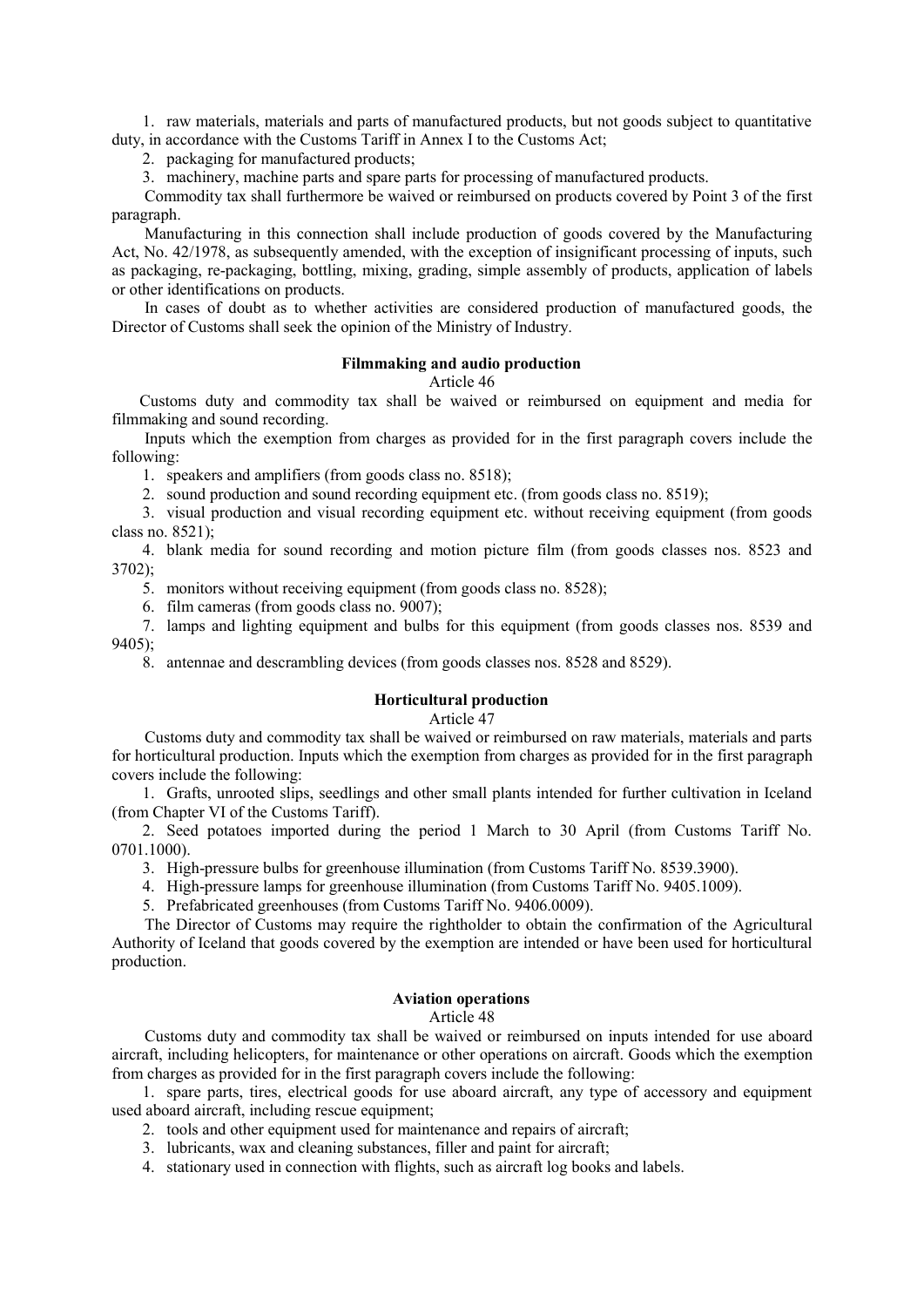1. raw materials, materials and parts of manufactured products, but not goods subject to quantitative duty, in accordance with the Customs Tariff in Annex I to the Customs Act;
2. packaging for manufactured products;
3. machinery, machine parts and spare parts for processing of manufactured products.

Commodity tax shall furthermore be waived or reimbursed on products covered by Point 3 of the first paragraph.

Manufacturing in this connection shall include production of goods covered by the Manufacturing Act, No. 42/1978, as subsequently amended, with the exception of insignificant processing of inputs, such as packaging, re-packaging, bottling, mixing, grading, simple assembly of products, application of labels or other identifications on products.

In cases of doubt as to whether activities are considered production of manufactured goods, the Director of Customs shall seek the opinion of the Ministry of Industry.

**Filmmaking and audio production**

Article 46

Customs duty and commodity tax shall be waived or reimbursed on equipment and media for filmmaking and sound recording.

Inputs which the exemption from charges as provided for in the first paragraph covers include the following:

1. speakers and amplifiers (from goods class no. 8518);
2. sound production and sound recording equipment etc. (from goods class no. 8519);
3. visual production and visual recording equipment etc. without receiving equipment (from goods class no. 8521);
4. blank media for sound recording and motion picture film (from goods classes nos. 8523 and 3702);
5. monitors without receiving equipment (from goods class no. 8528);
6. film cameras (from goods class no. 9007);
7. lamps and lighting equipment and bulbs for this equipment (from goods classes nos. 8539 and 9405);
8. antennae and descrambling devices (from goods classes nos. 8528 and 8529).

**Horticultural production**

Article 47

Customs duty and commodity tax shall be waived or reimbursed on raw materials, materials and parts for horticultural production. Inputs which the exemption from charges as provided for in the first paragraph covers include the following:

1. Grafts, unrooted slips, seedlings and other small plants intended for further cultivation in Iceland (from Chapter VI of the Customs Tariff).
2. Seed potatoes imported during the period 1 March to 30 April (from Customs Tariff No. 0701.1000).
3. High-pressure bulbs for greenhouse illumination (from Customs Tariff No. 8539.3900).
4. High-pressure lamps for greenhouse illumination (from Customs Tariff No. 9405.1009).
5. Prefabricated greenhouses (from Customs Tariff No. 9406.0009).

The Director of Customs may require the rightholder to obtain the confirmation of the Agricultural Authority of Iceland that goods covered by the exemption are intended or have been used for horticultural production.

**Aviation operations**

Article 48

Customs duty and commodity tax shall be waived or reimbursed on inputs intended for use aboard aircraft, including helicopters, for maintenance or other operations on aircraft. Goods which the exemption from charges as provided for in the first paragraph covers include the following:

1. spare parts, tires, electrical goods for use aboard aircraft, any type of accessory and equipment used aboard aircraft, including rescue equipment;
2. tools and other equipment used for maintenance and repairs of aircraft;
3. lubricants, wax and cleaning substances, filler and paint for aircraft;
4. stationary used in connection with flights, such as aircraft log books and labels.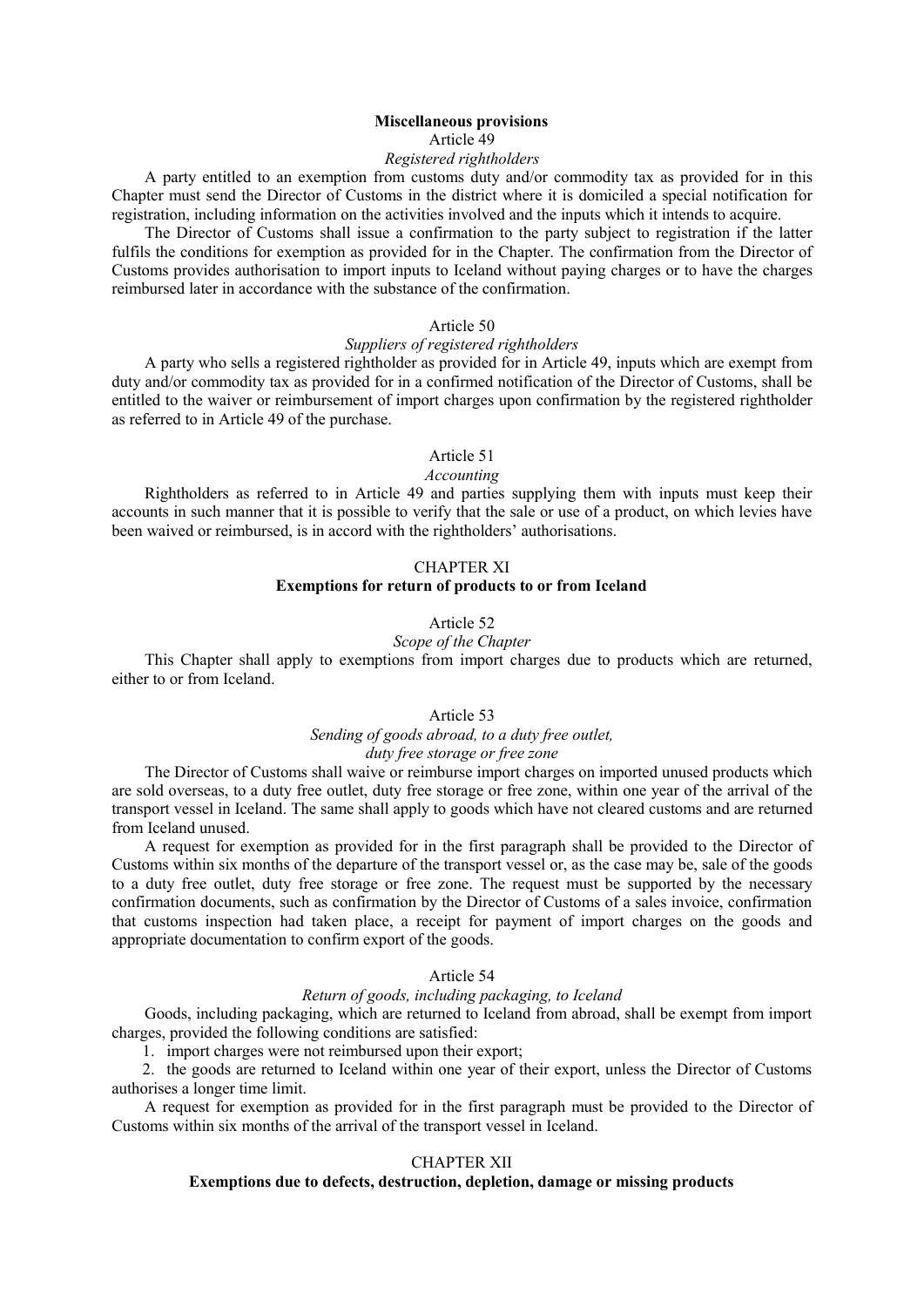## Miscellaneous provisions

Article 49

*Registered rightholders*

A party entitled to an exemption from customs duty and/or commodity tax as provided for in this Chapter must send the Director of Customs in the district where it is domiciled a special notification for registration, including information on the activities involved and the inputs which it intends to acquire.

The Director of Customs shall issue a confirmation to the party subject to registration if the latter fulfils the conditions for exemption as provided for in the Chapter. The confirmation from the Director of Customs provides authorisation to import inputs to Iceland without paying charges or to have the charges reimbursed later in accordance with the substance of the confirmation.

Article 50

*Suppliers of registered rightholders*

A party who sells a registered rightholder as provided for in Article 49, inputs which are exempt from duty and/or commodity tax as provided for in a confirmed notification of the Director of Customs, shall be entitled to the waiver or reimbursement of import charges upon confirmation by the registered rightholder as referred to in Article 49 of the purchase.

Article 51

*Accounting*

Rightholders as referred to in Article 49 and parties supplying them with inputs must keep their accounts in such manner that it is possible to verify that the sale or use of a product, on which levies have been waived or reimbursed, is in accord with the rightholders' authorisations.

# CHAPTER XI

## Exemptions for return of products to or from Iceland

Article 52

*Scope of the Chapter*

This Chapter shall apply to exemptions from import charges due to products which are returned, either to or from Iceland.

Article 53

*Sending of goods abroad, to a duty free outlet, duty free storage or free zone*

The Director of Customs shall waive or reimburse import charges on imported unused products which are sold overseas, to a duty free outlet, duty free storage or free zone, within one year of the arrival of the transport vessel in Iceland. The same shall apply to goods which have not cleared customs and are returned from Iceland unused.

A request for exemption as provided for in the first paragraph shall be provided to the Director of Customs within six months of the departure of the transport vessel or, as the case may be, sale of the goods to a duty free outlet, duty free storage or free zone. The request must be supported by the necessary confirmation documents, such as confirmation by the Director of Customs of a sales invoice, confirmation that customs inspection had taken place, a receipt for payment of import charges on the goods and appropriate documentation to confirm export of the goods.

Article 54

*Return of goods, including packaging, to Iceland*

Goods, including packaging, which are returned to Iceland from abroad, shall be exempt from import charges, provided the following conditions are satisfied:

1. import charges were not reimbursed upon their export;
2. the goods are returned to Iceland within one year of their export, unless the Director of Customs authorises a longer time limit.

A request for exemption as provided for in the first paragraph must be provided to the Director of Customs within six months of the arrival of the transport vessel in Iceland.

# CHAPTER XII

## Exemptions due to defects, destruction, depletion, damage or missing products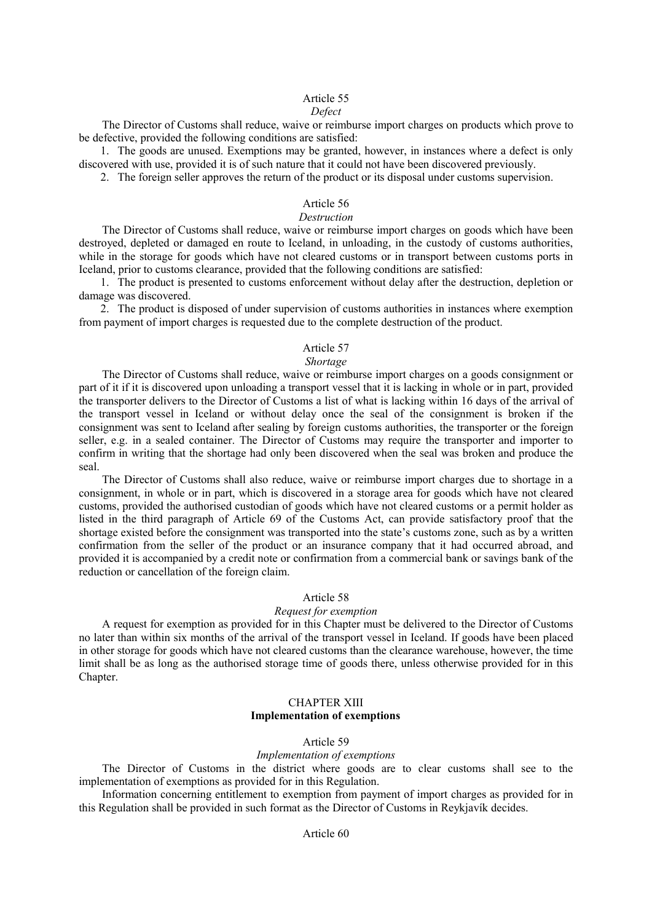### Article 55

*Defect*

The Director of Customs shall reduce, waive or reimburse import charges on products which prove to be defective, provided the following conditions are satisfied:

1. The goods are unused. Exemptions may be granted, however, in instances where a defect is only discovered with use, provided it is of such nature that it could not have been discovered previously.
2. The foreign seller approves the return of the product or its disposal under customs supervision.

### Article 56

*Destruction*

The Director of Customs shall reduce, waive or reimburse import charges on goods which have been destroyed, depleted or damaged en route to Iceland, in unloading, in the custody of customs authorities, while in the storage for goods which have not cleared customs or in transport between customs ports in Iceland, prior to customs clearance, provided that the following conditions are satisfied:

1. The product is presented to customs enforcement without delay after the destruction, depletion or damage was discovered.
2. The product is disposed of under supervision of customs authorities in instances where exemption from payment of import charges is requested due to the complete destruction of the product.

### Article 57

*Shortage*

The Director of Customs shall reduce, waive or reimburse import charges on a goods consignment or part of it if it is discovered upon unloading a transport vessel that it is lacking in whole or in part, provided the transporter delivers to the Director of Customs a list of what is lacking within 16 days of the arrival of the transport vessel in Iceland or without delay once the seal of the consignment is broken if the consignment was sent to Iceland after sealing by foreign customs authorities, the transporter or the foreign seller, e.g. in a sealed container. The Director of Customs may require the transporter and importer to confirm in writing that the shortage had only been discovered when the seal was broken and produce the seal.

The Director of Customs shall also reduce, waive or reimburse import charges due to shortage in a consignment, in whole or in part, which is discovered in a storage area for goods which have not cleared customs, provided the authorised custodian of goods which have not cleared customs or a permit holder as listed in the third paragraph of Article 69 of the Customs Act, can provide satisfactory proof that the shortage existed before the consignment was transported into the state's customs zone, such as by a written confirmation from the seller of the product or an insurance company that it had occurred abroad, and provided it is accompanied by a credit note or confirmation from a commercial bank or savings bank of the reduction or cancellation of the foreign claim.

### Article 58

*Request for exemption*

A request for exemption as provided for in this Chapter must be delivered to the Director of Customs no later than within six months of the arrival of the transport vessel in Iceland. If goods have been placed in other storage for goods which have not cleared customs than the clearance warehouse, however, the time limit shall be as long as the authorised storage time of goods there, unless otherwise provided for in this Chapter.

## CHAPTER XIII
## Implementation of exemptions

### Article 59

*Implementation of exemptions*

The Director of Customs in the district where goods are to clear customs shall see to the implementation of exemptions as provided for in this Regulation.

Information concerning entitlement to exemption from payment of import charges as provided for in this Regulation shall be provided in such format as the Director of Customs in Reykjavík decides.

### Article 60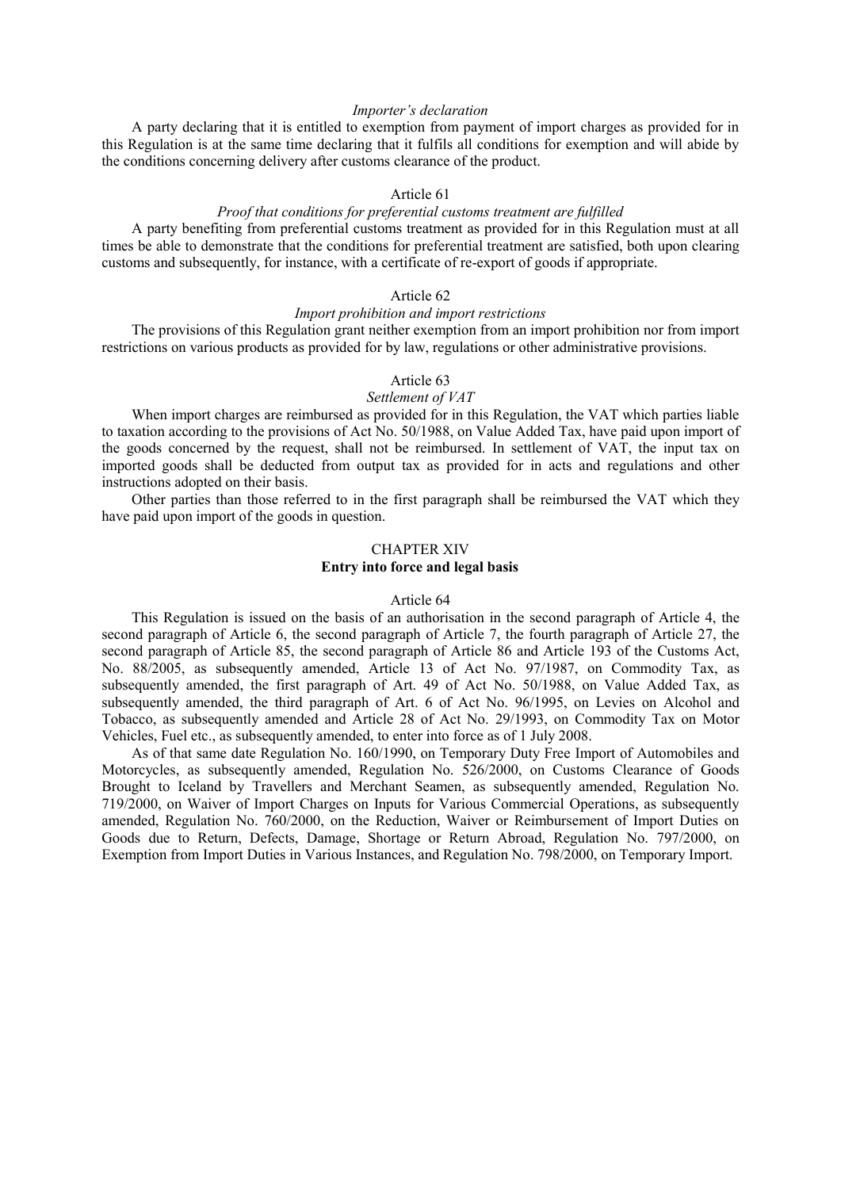*Importer's declaration*

A party declaring that it is entitled to exemption from payment of import charges as provided for in this Regulation is at the same time declaring that it fulfils all conditions for exemption and will abide by the conditions concerning delivery after customs clearance of the product.

Article 61

*Proof that conditions for preferential customs treatment are fulfilled*

A party benefiting from preferential customs treatment as provided for in this Regulation must at all times be able to demonstrate that the conditions for preferential treatment are satisfied, both upon clearing customs and subsequently, for instance, with a certificate of re-export of goods if appropriate.

Article 62

*Import prohibition and import restrictions*

The provisions of this Regulation grant neither exemption from an import prohibition nor from import restrictions on various products as provided for by law, regulations or other administrative provisions.

Article 63

*Settlement of VAT*

When import charges are reimbursed as provided for in this Regulation, the VAT which parties liable to taxation according to the provisions of Act No. 50/1988, on Value Added Tax, have paid upon import of the goods concerned by the request, shall not be reimbursed. In settlement of VAT, the input tax on imported goods shall be deducted from output tax as provided for in acts and regulations and other instructions adopted on their basis.

Other parties than those referred to in the first paragraph shall be reimbursed the VAT which they have paid upon import of the goods in question.

## CHAPTER XIV
## Entry into force and legal basis

Article 64

This Regulation is issued on the basis of an authorisation in the second paragraph of Article 4, the second paragraph of Article 6, the second paragraph of Article 7, the fourth paragraph of Article 27, the second paragraph of Article 85, the second paragraph of Article 86 and Article 193 of the Customs Act, No. 88/2005, as subsequently amended, Article 13 of Act No. 97/1987, on Commodity Tax, as subsequently amended, the first paragraph of Art. 49 of Act No. 50/1988, on Value Added Tax, as subsequently amended, the third paragraph of Art. 6 of Act No. 96/1995, on Levies on Alcohol and Tobacco, as subsequently amended and Article 28 of Act No. 29/1993, on Commodity Tax on Motor Vehicles, Fuel etc., as subsequently amended, to enter into force as of 1 July 2008.

As of that same date Regulation No. 160/1990, on Temporary Duty Free Import of Automobiles and Motorcycles, as subsequently amended, Regulation No. 526/2000, on Customs Clearance of Goods Brought to Iceland by Travellers and Merchant Seamen, as subsequently amended, Regulation No. 719/2000, on Waiver of Import Charges on Inputs for Various Commercial Operations, as subsequently amended, Regulation No. 760/2000, on the Reduction, Waiver or Reimbursement of Import Duties on Goods due to Return, Defects, Damage, Shortage or Return Abroad, Regulation No. 797/2000, on Exemption from Import Duties in Various Instances, and Regulation No. 798/2000, on Temporary Import.